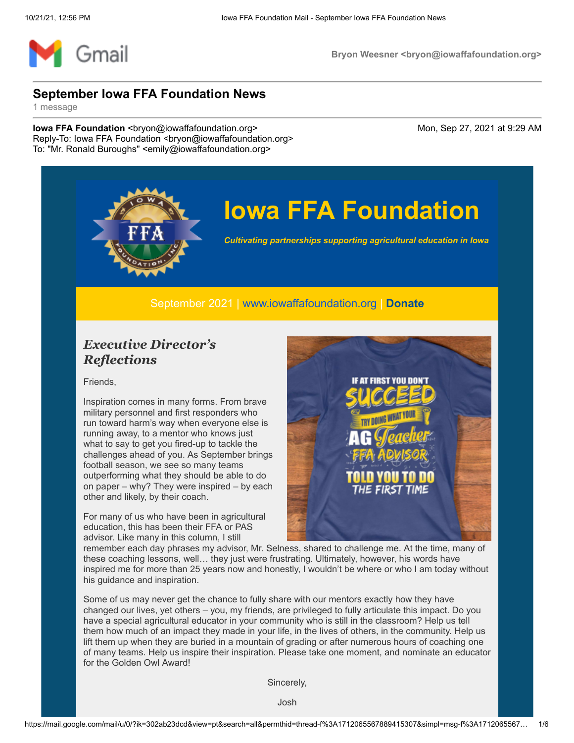Gmail

Bryon Weesner <bryon@iowaffafoundation.org>

# September Iowa FFA Foundation News

1 message

**Iowa FFA Foundation** <bryon@iowaffafoundation.org>
Reply-To: Iowa FFA Foundation <bryon@iowaffafoundation.org>
To: "Mr. Ronald Buroughs" <emily@iowaffafoundation.org>

Mon, Sep 27, 2021 at 9:29 AM

# Iowa FFA Foundation

***Cultivating partnerships supporting agricultural education in Iowa***

September 2021 | www.iowaffafoundation.org | **Donate**

## *Executive Director's Reflections*

Friends,

Inspiration comes in many forms. From brave military personnel and first responders who run toward harm's way when everyone else is running away, to a mentor who knows just what to say to get you fired-up to tackle the challenges ahead of you. As September brings football season, we see so many teams outperforming what they should be able to do on paper – why? They were inspired – by each other and likely, by their coach.

For many of us who have been in agricultural education, this has been their FFA or PAS advisor. Like many in this column, I still remember each day phrases my advisor, Mr. Selness, shared to challenge me. At the time, many of these coaching lessons, well… they just were frustrating. Ultimately, however, his words have inspired me for more than 25 years now and honestly, I wouldn't be where or who I am today without his guidance and inspiration.

Some of us may never get the chance to fully share with our mentors exactly how they have changed our lives, yet others – you, my friends, are privileged to fully articulate this impact. Do you have a special agricultural educator in your community who is still in the classroom? Help us tell them how much of an impact they made in your life, in the lives of others, in the community. Help us lift them up when they are buried in a mountain of grading or after numerous hours of coaching one of many teams. Help us inspire their inspiration. Please take one moment, and nominate an educator for the Golden Owl Award!

Sincerely,

Josh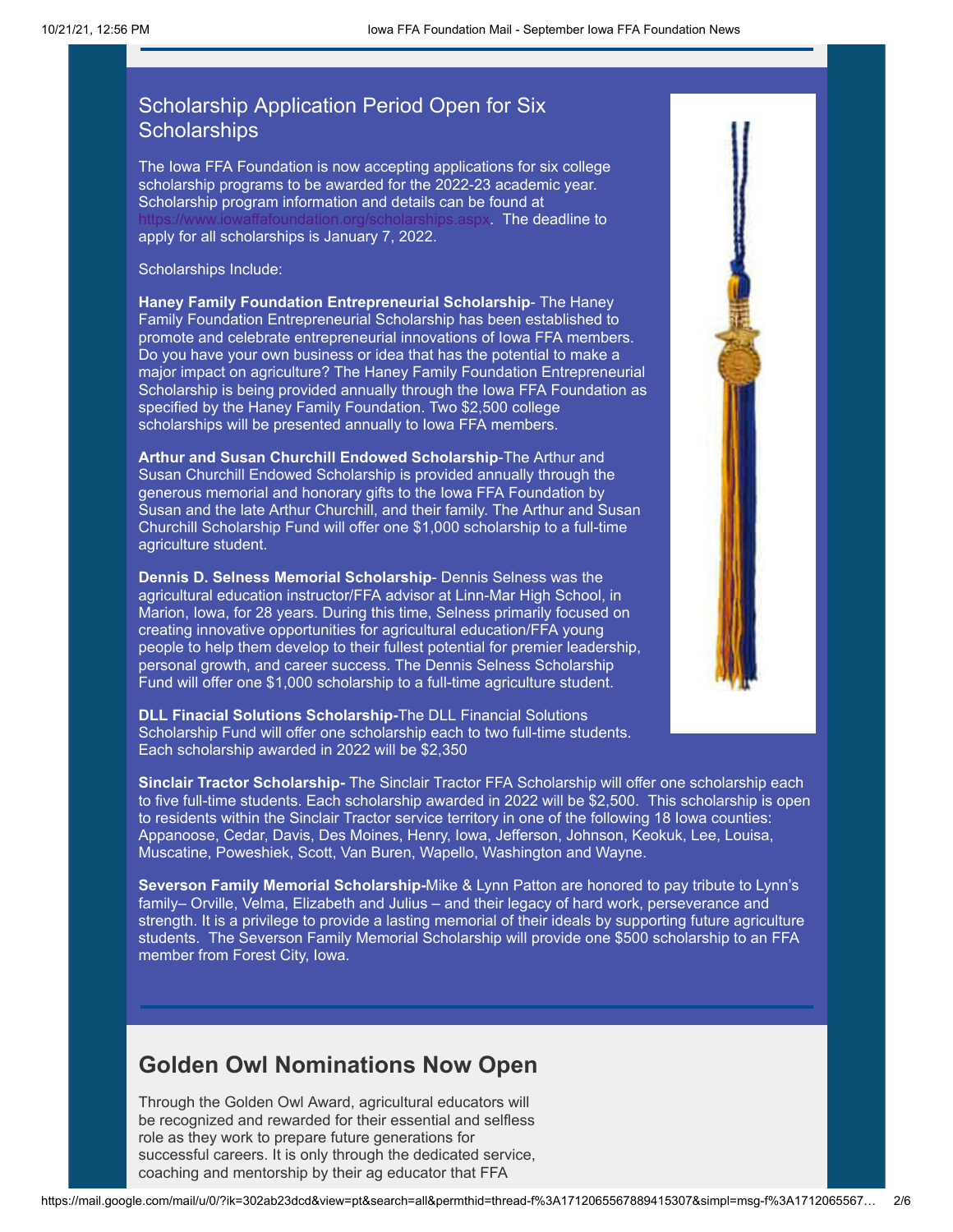## Scholarship Application Period Open for Six Scholarships

The Iowa FFA Foundation is now accepting applications for six college scholarship programs to be awarded for the 2022-23 academic year. Scholarship program information and details can be found at https://www.iowaffafoundation.org/scholarships.aspx. The deadline to apply for all scholarships is January 7, 2022.

Scholarships Include:

**Haney Family Foundation Entrepreneurial Scholarship**- The Haney Family Foundation Entrepreneurial Scholarship has been established to promote and celebrate entrepreneurial innovations of Iowa FFA members. Do you have your own business or idea that has the potential to make a major impact on agriculture? The Haney Family Foundation Entrepreneurial Scholarship is being provided annually through the Iowa FFA Foundation as specified by the Haney Family Foundation. Two $2,500 college scholarships will be presented annually to Iowa FFA members.

**Arthur and Susan Churchill Endowed Scholarship**-The Arthur and Susan Churchill Endowed Scholarship is provided annually through the generous memorial and honorary gifts to the Iowa FFA Foundation by Susan and the late Arthur Churchill, and their family. The Arthur and Susan Churchill Scholarship Fund will offer one $1,000 scholarship to a full-time agriculture student.

**Dennis D. Selness Memorial Scholarship**- Dennis Selness was the agricultural education instructor/FFA advisor at Linn-Mar High School, in Marion, Iowa, for 28 years. During this time, Selness primarily focused on creating innovative opportunities for agricultural education/FFA young people to help them develop to their fullest potential for premier leadership, personal growth, and career success. The Dennis Selness Scholarship Fund will offer one $1,000 scholarship to a full-time agriculture student.

**DLL Finacial Solutions Scholarship-**The DLL Financial Solutions Scholarship Fund will offer one scholarship each to two full-time students. Each scholarship awarded in 2022 will be $2,350

**Sinclair Tractor Scholarship-** The Sinclair Tractor FFA Scholarship will offer one scholarship each to five full-time students. Each scholarship awarded in 2022 will be $2,500. This scholarship is open to residents within the Sinclair Tractor service territory in one of the following 18 Iowa counties: Appanoose, Cedar, Davis, Des Moines, Henry, Iowa, Jefferson, Johnson, Keokuk, Lee, Louisa, Muscatine, Poweshiek, Scott, Van Buren, Wapello, Washington and Wayne.

**Severson Family Memorial Scholarship-**Mike & Lynn Patton are honored to pay tribute to Lynn's family– Orville, Velma, Elizabeth and Julius – and their legacy of hard work, perseverance and strength. It is a privilege to provide a lasting memorial of their ideals by supporting future agriculture students. The Severson Family Memorial Scholarship will provide one $500 scholarship to an FFA member from Forest City, Iowa.

## Golden Owl Nominations Now Open

Through the Golden Owl Award, agricultural educators will be recognized and rewarded for their essential and selfless role as they work to prepare future generations for successful careers. It is only through the dedicated service, coaching and mentorship by their ag educator that FFA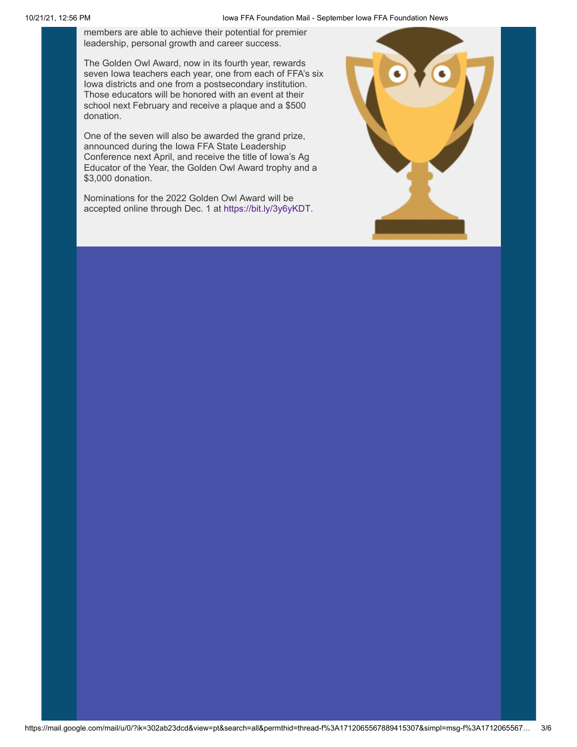members are able to achieve their potential for premier leadership, personal growth and career success.

The Golden Owl Award, now in its fourth year, rewards seven Iowa teachers each year, one from each of FFA's six Iowa districts and one from a postsecondary institution. Those educators will be honored with an event at their school next February and receive a plaque and a $500 donation.

One of the seven will also be awarded the grand prize, announced during the Iowa FFA State Leadership Conference next April, and receive the title of Iowa's Ag Educator of the Year, the Golden Owl Award trophy and a $3,000 donation.

Nominations for the 2022 Golden Owl Award will be accepted online through Dec. 1 at https://bit.ly/3y6yKDT.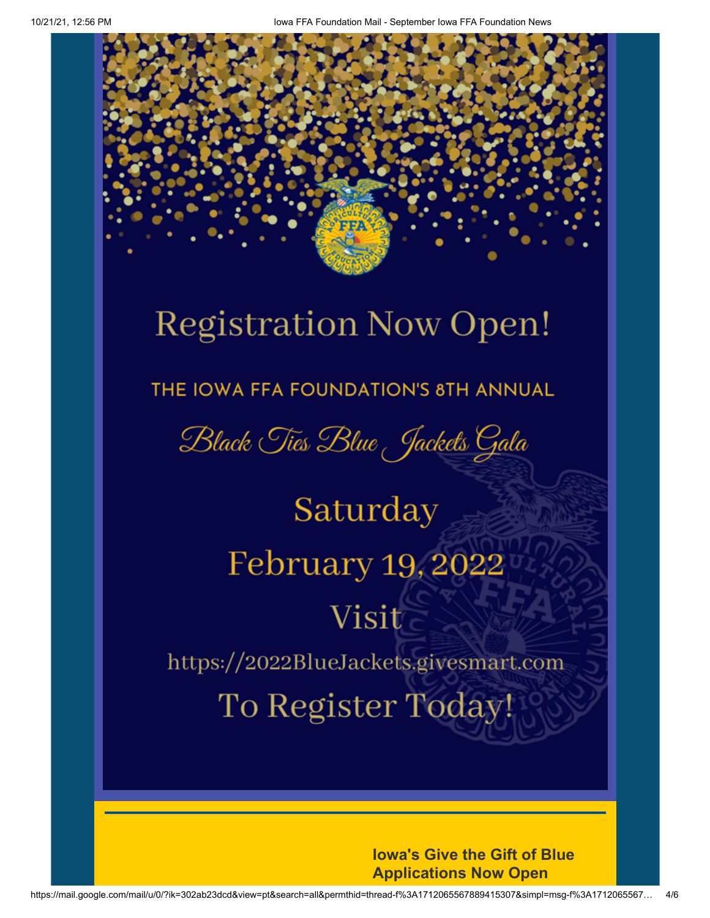# Registration Now Open!

THE IOWA FFA FOUNDATION'S 8TH ANNUAL

*Black Ties Blue Jackets Gala*

Saturday

February 19, 2022

Visit

https://2022BlueJackets.givesmart.com

To Register Today!

---

**Iowa's Give the Gift of Blue Applications Now Open**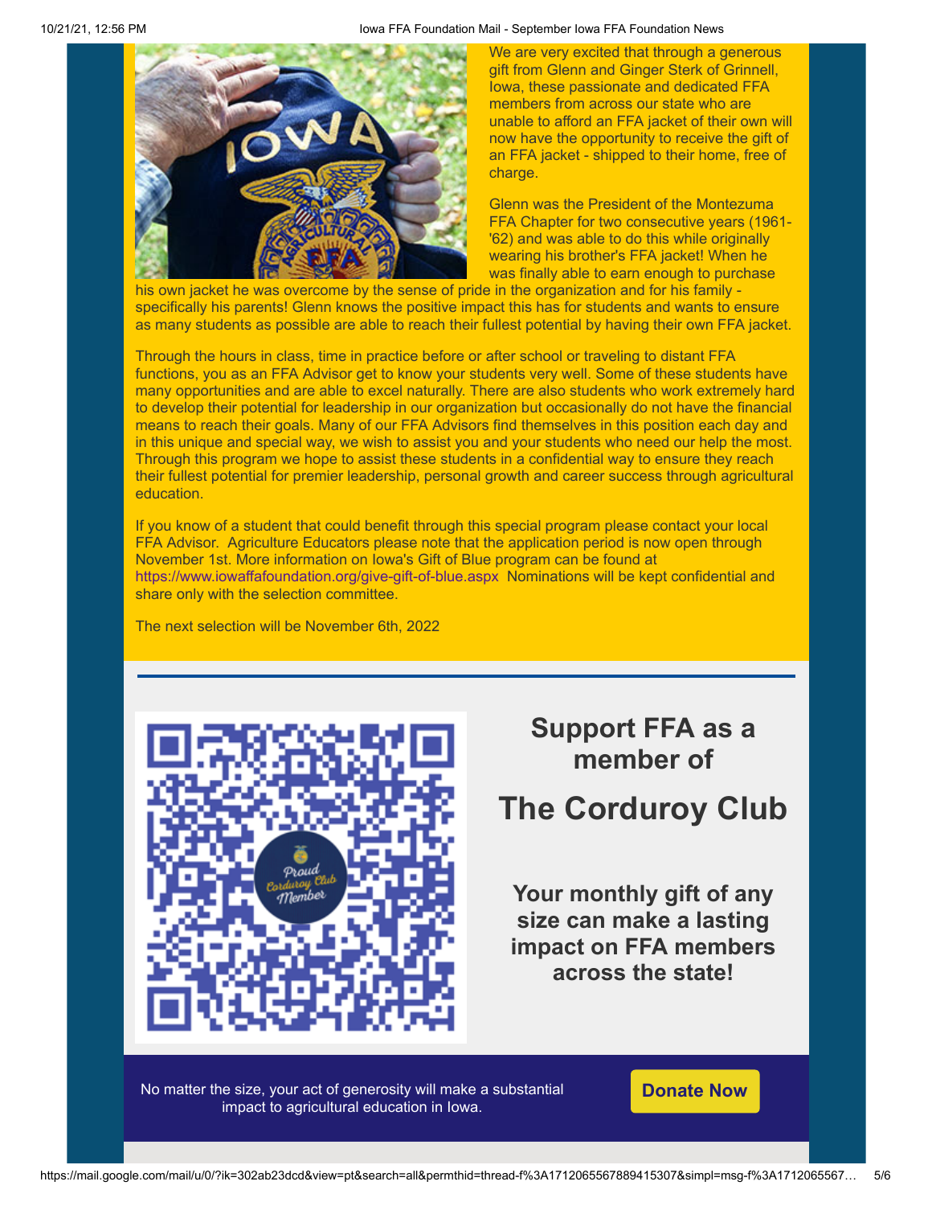We are very excited that through a generous gift from Glenn and Ginger Sterk of Grinnell, Iowa, these passionate and dedicated FFA members from across our state who are unable to afford an FFA jacket of their own will now have the opportunity to receive the gift of an FFA jacket - shipped to their home, free of charge.

Glenn was the President of the Montezuma FFA Chapter for two consecutive years (1961-'62) and was able to do this while originally wearing his brother's FFA jacket! When he was finally able to earn enough to purchase his own jacket he was overcome by the sense of pride in the organization and for his family - specifically his parents! Glenn knows the positive impact this has for students and wants to ensure as many students as possible are able to reach their fullest potential by having their own FFA jacket.

Through the hours in class, time in practice before or after school or traveling to distant FFA functions, you as an FFA Advisor get to know your students very well. Some of these students have many opportunities and are able to excel naturally. There are also students who work extremely hard to develop their potential for leadership in our organization but occasionally do not have the financial means to reach their goals. Many of our FFA Advisors find themselves in this position each day and in this unique and special way, we wish to assist you and your students who need our help the most. Through this program we hope to assist these students in a confidential way to ensure they reach their fullest potential for premier leadership, personal growth and career success through agricultural education.

If you know of a student that could benefit through this special program please contact your local FFA Advisor. Agriculture Educators please note that the application period is now open through November 1st. More information on Iowa's Gift of Blue program can be found at https://www.iowaffafoundation.org/give-gift-of-blue.aspx Nominations will be kept confidential and share only with the selection committee.

The next selection will be November 6th, 2022

---

## Support FFA as a member of

# The Corduroy Club

**Your monthly gift of any size can make a lasting impact on FFA members across the state!**

No matter the size, your act of generosity will make a substantial impact to agricultural education in Iowa.

**Donate Now**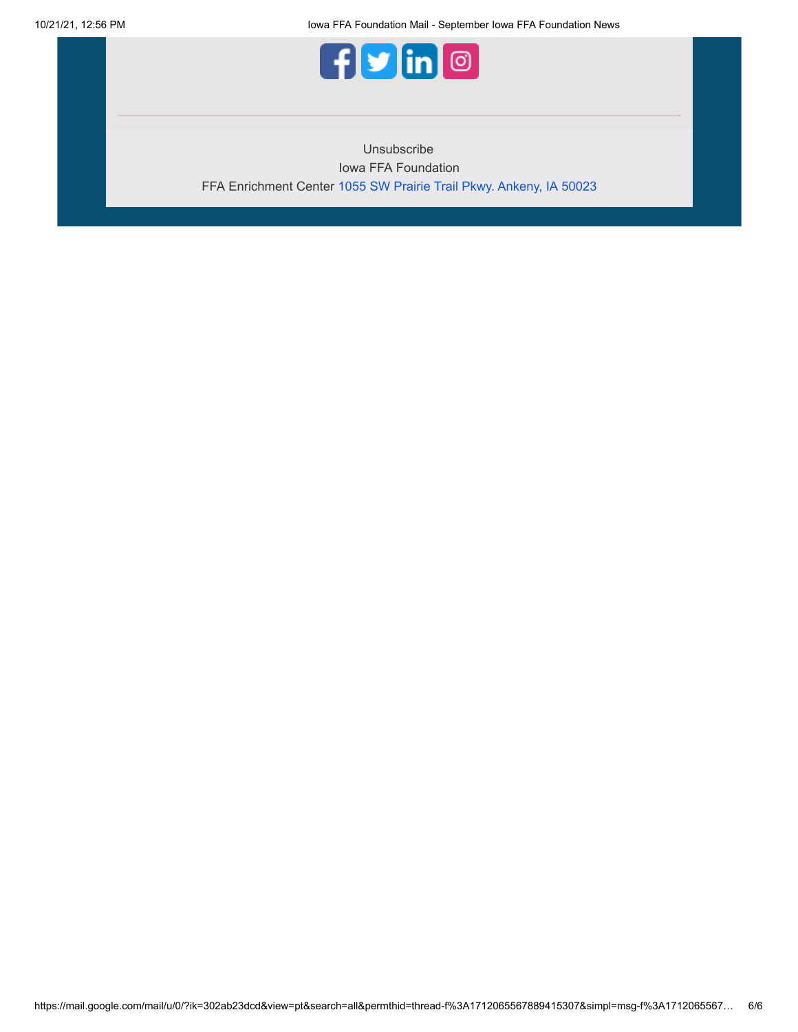Unsubscribe

Iowa FFA Foundation

FFA Enrichment Center 1055 SW Prairie Trail Pkwy. Ankeny, IA 50023